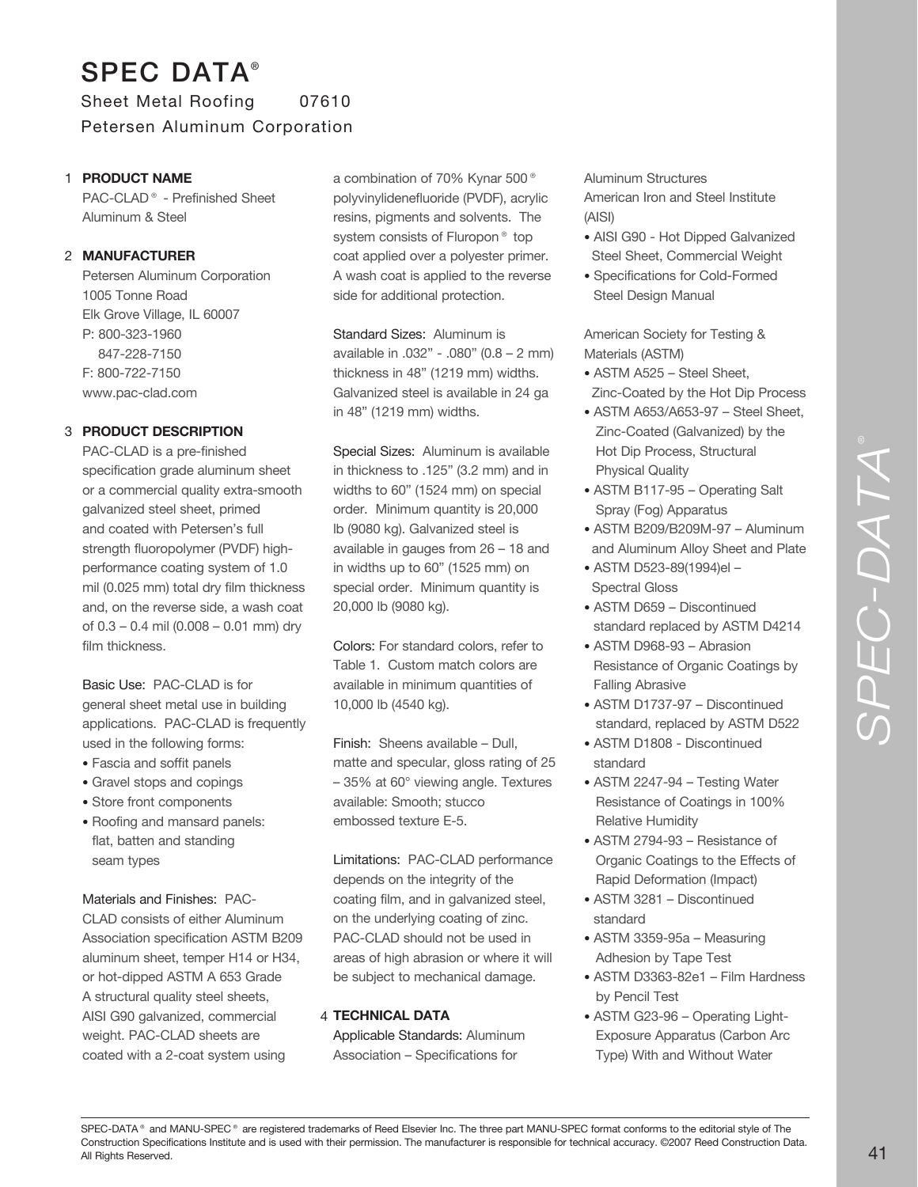# SPEC DATA®

Sheet Metal Roofing 07610

Petersen Aluminum Corporation

## 1 PRODUCT NAME

PAC-CLAD® - Prefinished Sheet Aluminum & Steel

## 2 MANUFACTURER

Petersen Aluminum Corporation
1005 Tonne Road
Elk Grove Village, IL 60007
P: 800-323-1960
847-228-7150
F: 800-722-7150
www.pac-clad.com

## 3 PRODUCT DESCRIPTION

PAC-CLAD is a pre-finished specification grade aluminum sheet or a commercial quality extra-smooth galvanized steel sheet, primed and coated with Petersen's full strength fluoropolymer (PVDF) high-performance coating system of 1.0 mil (0.025 mm) total dry film thickness and, on the reverse side, a wash coat of 0.3 – 0.4 mil (0.008 – 0.01 mm) dry film thickness.

Basic Use: PAC-CLAD is for general sheet metal use in building applications. PAC-CLAD is frequently used in the following forms:

- Fascia and soffit panels
- Gravel stops and copings
- Store front components
- Roofing and mansard panels: flat, batten and standing seam types

Materials and Finishes: PAC-CLAD consists of either Aluminum Association specification ASTM B209 aluminum sheet, temper H14 or H34, or hot-dipped ASTM A 653 Grade A structural quality steel sheets, AISI G90 galvanized, commercial weight. PAC-CLAD sheets are coated with a 2-coat system using a combination of 70% Kynar 500® polyvinylidenefluoride (PVDF), acrylic resins, pigments and solvents. The system consists of Fluropon® top coat applied over a polyester primer. A wash coat is applied to the reverse side for additional protection.

Standard Sizes: Aluminum is available in .032" - .080" (0.8 – 2 mm) thickness in 48" (1219 mm) widths. Galvanized steel is available in 24 ga in 48" (1219 mm) widths.

Special Sizes: Aluminum is available in thickness to .125" (3.2 mm) and in widths to 60" (1524 mm) on special order. Minimum quantity is 20,000 lb (9080 kg). Galvanized steel is available in gauges from 26 – 18 and in widths up to 60" (1525 mm) on special order. Minimum quantity is 20,000 lb (9080 kg).

Colors: For standard colors, refer to Table 1. Custom match colors are available in minimum quantities of 10,000 lb (4540 kg).

Finish: Sheens available – Dull, matte and specular, gloss rating of 25 – 35% at 60° viewing angle. Textures available: Smooth; stucco embossed texture E-5.

Limitations: PAC-CLAD performance depends on the integrity of the coating film, and in galvanized steel, on the underlying coating of zinc. PAC-CLAD should not be used in areas of high abrasion or where it will be subject to mechanical damage.

## 4 TECHNICAL DATA

Applicable Standards: Aluminum Association – Specifications for Aluminum Structures

American Iron and Steel Institute (AISI)

- AISI G90 - Hot Dipped Galvanized Steel Sheet, Commercial Weight
- Specifications for Cold-Formed Steel Design Manual

American Society for Testing & Materials (ASTM)

- ASTM A525 – Steel Sheet, Zinc-Coated by the Hot Dip Process
- ASTM A653/A653-97 – Steel Sheet, Zinc-Coated (Galvanized) by the Hot Dip Process, Structural Physical Quality
- ASTM B117-95 – Operating Salt Spray (Fog) Apparatus
- ASTM B209/B209M-97 – Aluminum and Aluminum Alloy Sheet and Plate
- ASTM D523-89(1994)el – Spectral Gloss
- ASTM D659 – Discontinued standard replaced by ASTM D4214
- ASTM D968-93 – Abrasion Resistance of Organic Coatings by Falling Abrasive
- ASTM D1737-97 – Discontinued standard, replaced by ASTM D522
- ASTM D1808 - Discontinued standard
- ASTM 2247-94 – Testing Water Resistance of Coatings in 100% Relative Humidity
- ASTM 2794-93 – Resistance of Organic Coatings to the Effects of Rapid Deformation (Impact)
- ASTM 3281 – Discontinued standard
- ASTM 3359-95a – Measuring Adhesion by Tape Test
- ASTM D3363-82e1 – Film Hardness by Pencil Test
- ASTM G23-96 – Operating Light-Exposure Apparatus (Carbon Arc Type) With and Without Water

SPEC-DATA® and MANU-SPEC® are registered trademarks of Reed Elsevier Inc. The three part MANU-SPEC format conforms to the editorial style of The Construction Specifications Institute and is used with their permission. The manufacturer is responsible for technical accuracy. ©2007 Reed Construction Data. All Rights Reserved.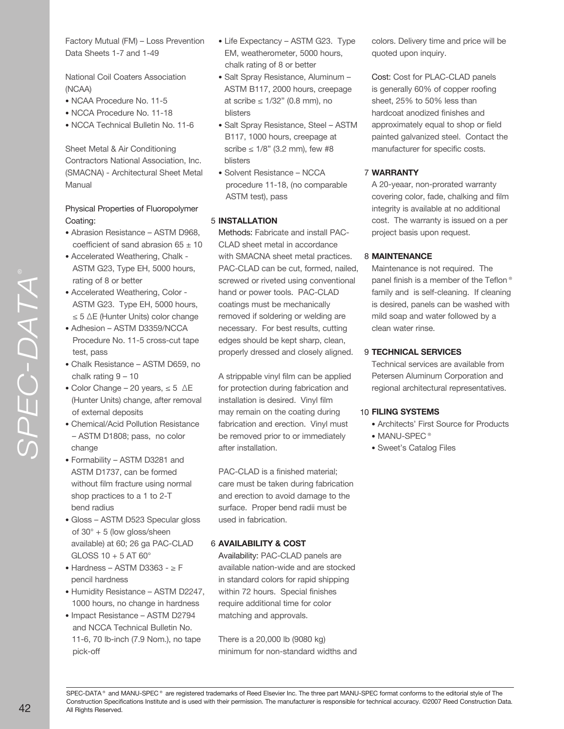Factory Mutual (FM) – Loss Prevention Data Sheets 1-7 and 1-49

National Coil Coaters Association (NCAA)

- NCAA Procedure No. 11-5
- NCCA Procedure No. 11-18
- NCCA Technical Bulletin No. 11-6

Sheet Metal & Air Conditioning Contractors National Association, Inc. (SMACNA) - Architectural Sheet Metal Manual

Physical Properties of Fluoropolymer Coating:

- Abrasion Resistance – ASTM D968, coefficient of sand abrasion 65 ± 10
- Accelerated Weathering, Chalk - ASTM G23, Type EH, 5000 hours, rating of 8 or better
- Accelerated Weathering, Color - ASTM G23. Type EH, 5000 hours, ≤ 5 ∆E (Hunter Units) color change
- Adhesion – ASTM D3359/NCCA Procedure No. 11-5 cross-cut tape test, pass
- Chalk Resistance – ASTM D659, no chalk rating 9 – 10
- Color Change – 20 years, ≤ 5 ∆E (Hunter Units) change, after removal of external deposits
- Chemical/Acid Pollution Resistance – ASTM D1808; pass, no color change
- Formability – ASTM D3281 and ASTM D1737, can be formed without film fracture using normal shop practices to a 1 to 2-T bend radius
- Gloss – ASTM D523 Specular gloss of 30° + 5 (low gloss/sheen available) at 60; 26 ga PAC-CLAD GLOSS 10 + 5 AT 60°
- Hardness – ASTM D3363 - ≥ F pencil hardness
- Humidity Resistance – ASTM D2247, 1000 hours, no change in hardness
- Impact Resistance – ASTM D2794 and NCCA Technical Bulletin No. 11-6, 70 lb-inch (7.9 Nom.), no tape pick-off
- Life Expectancy – ASTM G23. Type EM, weatherometer, 5000 hours, chalk rating of 8 or better
- Salt Spray Resistance, Aluminum – ASTM B117, 2000 hours, creepage at scribe ≤ 1/32" (0.8 mm), no blisters
- Salt Spray Resistance, Steel – ASTM B117, 1000 hours, creepage at scribe ≤ 1/8" (3.2 mm), few #8 blisters
- Solvent Resistance – NCCA procedure 11-18, (no comparable ASTM test), pass

## 5 INSTALLATION

Methods: Fabricate and install PAC-CLAD sheet metal in accordance with SMACNA sheet metal practices. PAC-CLAD can be cut, formed, nailed, screwed or riveted using conventional hand or power tools. PAC-CLAD coatings must be mechanically removed if soldering or welding are necessary. For best results, cutting edges should be kept sharp, clean, properly dressed and closely aligned.

A strippable vinyl film can be applied for protection during fabrication and installation is desired. Vinyl film may remain on the coating during fabrication and erection. Vinyl must be removed prior to or immediately after installation.

PAC-CLAD is a finished material; care must be taken during fabrication and erection to avoid damage to the surface. Proper bend radii must be used in fabrication.

## 6 AVAILABILITY & COST

Availability: PAC-CLAD panels are available nation-wide and are stocked in standard colors for rapid shipping within 72 hours. Special finishes require additional time for color matching and approvals.

There is a 20,000 lb (9080 kg) minimum for non-standard widths and colors. Delivery time and price will be quoted upon inquiry.

Cost: Cost for PLAC-CLAD panels is generally 60% of copper roofing sheet, 25% to 50% less than hardcoat anodized finishes and approximately equal to shop or field painted galvanized steel. Contact the manufacturer for specific costs.

## 7 WARRANTY

A 20-yeaar, non-prorated warranty covering color, fade, chalking and film integrity is available at no additional cost. The warranty is issued on a per project basis upon request.

## 8 MAINTENANCE

Maintenance is not required. The panel finish is a member of the Teflon® family and is self-cleaning. If cleaning is desired, panels can be washed with mild soap and water followed by a clean water rinse.

## 9 TECHNICAL SERVICES

Technical services are available from Petersen Aluminum Corporation and regional architectural representatives.

## 10 FILING SYSTEMS

- Architects' First Source for Products
- MANU-SPEC®
- Sweet's Catalog Files

SPEC-DATA® and MANU-SPEC® are registered trademarks of Reed Elsevier Inc. The three part MANU-SPEC format conforms to the editorial style of The Construction Specifications Institute and is used with their permission. The manufacturer is responsible for technical accuracy. ©2007 Reed Construction Data. All Rights Reserved.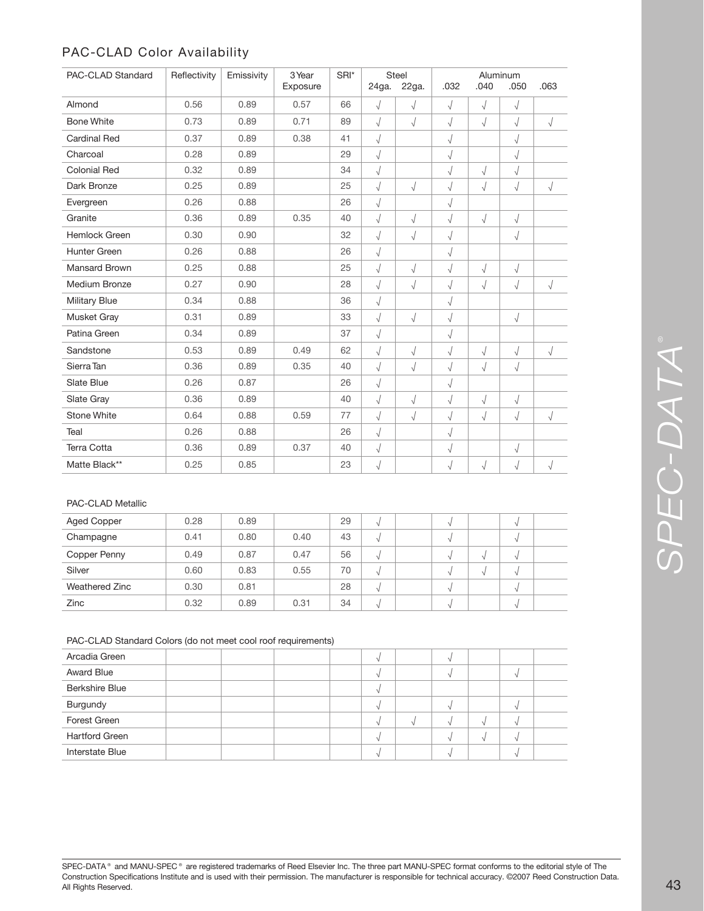## PAC-CLAD Color Availability

| PAC-CLAD Standard | Reflectivity | Emissivity | 3 Year Exposure | SRI* | Steel 24ga. | Steel 22ga. | Aluminum .032 | Aluminum .040 | Aluminum .050 | Aluminum .063 |
|---|---|---|---|---|---|---|---|---|---|---|
| Almond | 0.56 | 0.89 | 0.57 | 66 | √ | √ | √ | √ | √ | |
| Bone White | 0.73 | 0.89 | 0.71 | 89 | √ | √ | √ | √ | √ | √ |
| Cardinal Red | 0.37 | 0.89 | 0.38 | 41 | √ | | √ | | √ | |
| Charcoal | 0.28 | 0.89 | | 29 | √ | | √ | | √ | |
| Colonial Red | 0.32 | 0.89 | | 34 | √ | | √ | √ | √ | |
| Dark Bronze | 0.25 | 0.89 | | 25 | √ | √ | √ | √ | √ | √ |
| Evergreen | 0.26 | 0.88 | | 26 | √ | | √ | | | |
| Granite | 0.36 | 0.89 | 0.35 | 40 | √ | √ | √ | √ | √ | |
| Hemlock Green | 0.30 | 0.90 | | 32 | √ | √ | √ | | √ | |
| Hunter Green | 0.26 | 0.88 | | 26 | √ | | √ | | | |
| Mansard Brown | 0.25 | 0.88 | | 25 | √ | √ | √ | √ | √ | |
| Medium Bronze | 0.27 | 0.90 | | 28 | √ | √ | √ | √ | √ | √ |
| Military Blue | 0.34 | 0.88 | | 36 | √ | | √ | | | |
| Musket Gray | 0.31 | 0.89 | | 33 | √ | √ | √ | | √ | |
| Patina Green | 0.34 | 0.89 | | 37 | √ | | √ | | | |
| Sandstone | 0.53 | 0.89 | 0.49 | 62 | √ | √ | √ | √ | √ | √ |
| Sierra Tan | 0.36 | 0.89 | 0.35 | 40 | √ | √ | √ | √ | √ | |
| Slate Blue | 0.26 | 0.87 | | 26 | √ | | √ | | | |
| Slate Gray | 0.36 | 0.89 | | 40 | √ | √ | √ | √ | √ | |
| Stone White | 0.64 | 0.88 | 0.59 | 77 | √ | √ | √ | √ | √ | √ |
| Teal | 0.26 | 0.88 | | 26 | √ | | √ | | | |
| Terra Cotta | 0.36 | 0.89 | 0.37 | 40 | √ | | √ | | √ | |
| Matte Black** | 0.25 | 0.85 | | 23 | √ | | √ | √ | √ | √ |

| PAC-CLAD Metallic | Reflectivity | Emissivity | 3 Year Exposure | SRI* | Steel 24ga. | Steel 22ga. | Aluminum .032 | Aluminum .040 | Aluminum .050 | Aluminum .063 |
|---|---|---|---|---|---|---|---|---|---|---|
| Aged Copper | 0.28 | 0.89 | | 29 | √ | | √ | | √ | |
| Champagne | 0.41 | 0.80 | 0.40 | 43 | √ | | √ | | √ | |
| Copper Penny | 0.49 | 0.87 | 0.47 | 56 | √ | | √ | √ | √ | |
| Silver | 0.60 | 0.83 | 0.55 | 70 | √ | | √ | √ | √ | |
| Weathered Zinc | 0.30 | 0.81 | | 28 | √ | | √ | | √ | |
| Zinc | 0.32 | 0.89 | 0.31 | 34 | √ | | √ | | √ | |

| PAC-CLAD Standard Colors (do not meet cool roof requirements) | Reflectivity | Emissivity | 3 Year Exposure | SRI* | Steel 24ga. | Steel 22ga. | Aluminum .032 | Aluminum .040 | Aluminum .050 | Aluminum .063 |
|---|---|---|---|---|---|---|---|---|---|---|
| Arcadia Green | | | | | √ | | √ | | | |
| Award Blue | | | | | √ | | √ | | √ | |
| Berkshire Blue | | | | | √ | | | | | |
| Burgundy | | | | | √ | | √ | | √ | |
| Forest Green | | | | | √ | √ | √ | √ | √ | |
| Hartford Green | | | | | √ | | √ | √ | √ | |
| Interstate Blue | | | | | √ | | √ | | √ | |

SPEC-DATA® and MANU-SPEC® are registered trademarks of Reed Elsevier Inc. The three part MANU-SPEC format conforms to the editorial style of The Construction Specifications Institute and is used with their permission. The manufacturer is responsible for technical accuracy. ©2007 Reed Construction Data. All Rights Reserved.